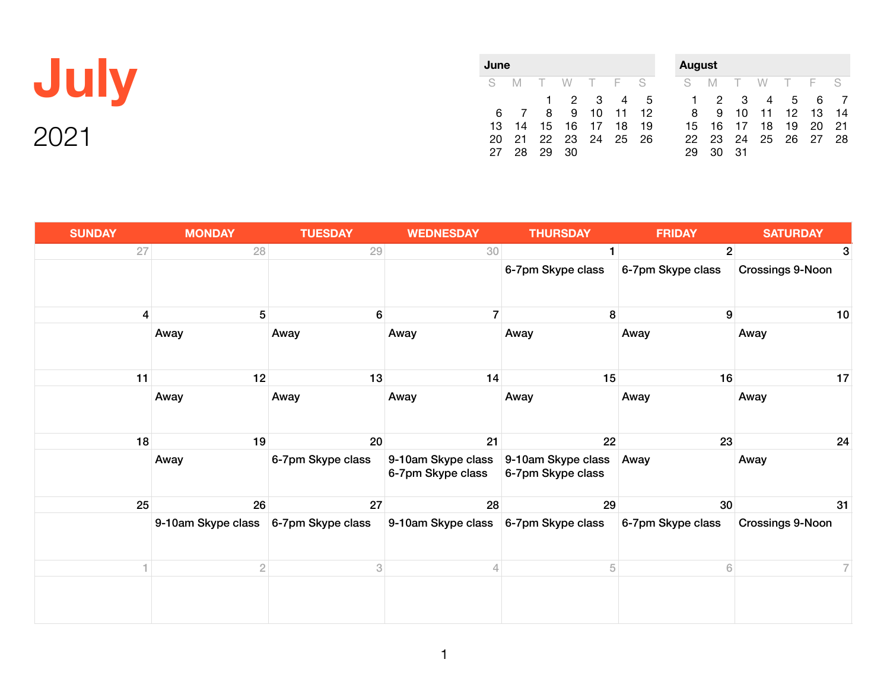# July

## 2021

| June | | | | | | |
|---|---|---|---|---|---|---|
| S | M | T | W | T | F | S |
| | | 1 | 2 | 3 | 4 | 5 |
| 6 | 7 | 8 | 9 | 10 | 11 | 12 |
| 13 | 14 | 15 | 16 | 17 | 18 | 19 |
| 20 | 21 | 22 | 23 | 24 | 25 | 26 |
| 27 | 28 | 29 | 30 | | | |

| August | | | | | | |
|---|---|---|---|---|---|---|
| S | M | T | W | T | F | S |
| 1 | 2 | 3 | 4 | 5 | 6 | 7 |
| 8 | 9 | 10 | 11 | 12 | 13 | 14 |
| 15 | 16 | 17 | 18 | 19 | 20 | 21 |
| 22 | 23 | 24 | 25 | 26 | 27 | 28 |
| 29 | 30 | 31 | | | | |

| SUNDAY | MONDAY | TUESDAY | WEDNESDAY | THURSDAY | FRIDAY | SATURDAY |
|---|---|---|---|---|---|---|
| 27 | 28 | 29 | 30 | 1<br>6-7pm Skype class | 2<br>6-7pm Skype class | 3<br>Crossings 9-Noon |
| 4 | 5<br>Away | 6<br>Away | 7<br>Away | 8<br>Away | 9<br>Away | 10<br>Away |
| 11 | 12<br>Away | 13<br>Away | 14<br>Away | 15<br>Away | 16<br>Away | 17<br>Away |
| 18 | 19<br>Away | 20<br>6-7pm Skype class | 21<br>9-10am Skype class<br>6-7pm Skype class | 22<br>9-10am Skype class<br>6-7pm Skype class | 23<br>Away | 24<br>Away |
| 25 | 26<br>9-10am Skype class | 27<br>6-7pm Skype class | 28<br>9-10am Skype class | 29<br>6-7pm Skype class | 30<br>6-7pm Skype class | 31<br>Crossings 9-Noon |
| 1 | 2 | 3 | 4 | 5 | 6 | 7 |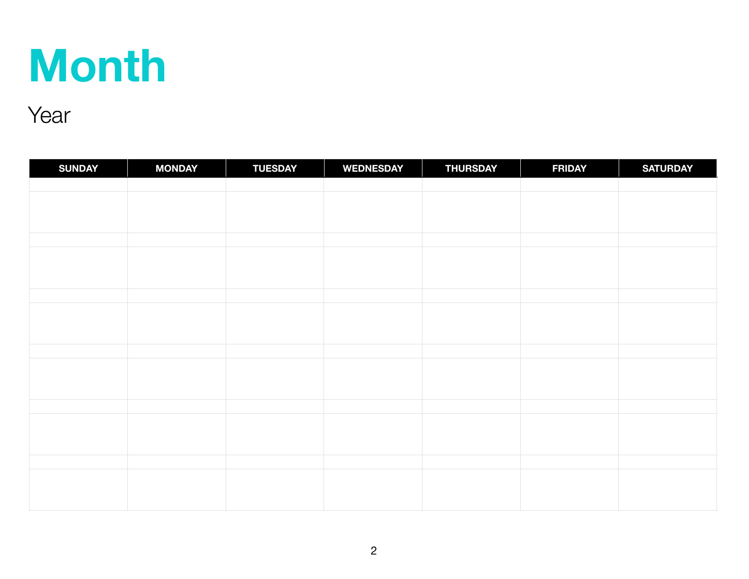# Month

Year

| SUNDAY | MONDAY | TUESDAY | WEDNESDAY | THURSDAY | FRIDAY | SATURDAY |
| --- | --- | --- | --- | --- | --- | --- |
| | | | | | | |
| | | | | | | |
| | | | | | | |
| | | | | | | |
| | | | | | | |
| | | | | | | |
| | | | | | | |
| | | | | | | |
| | | | | | | |
| | | | | | | |
| | | | | | | |
| | | | | | | |